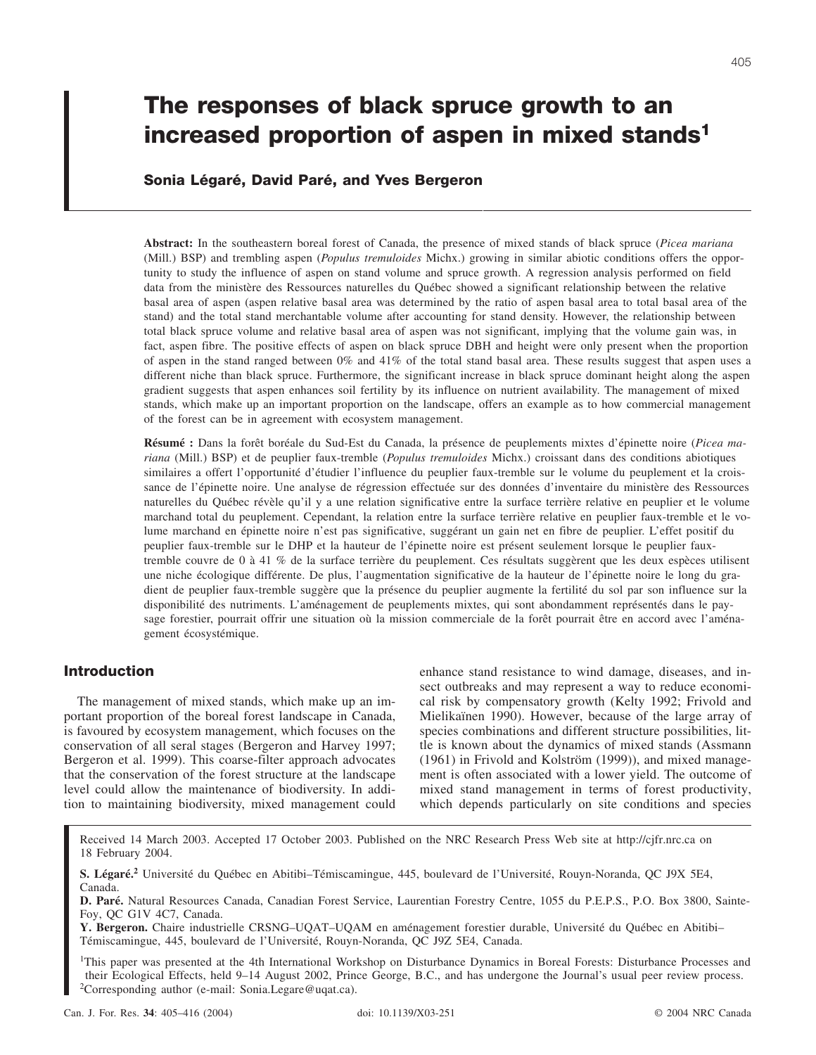# The responses of black spruce growth to an increased proportion of aspen in mixed stands[1]

**Sonia Légaré, David Paré, and Yves Bergeron**

**Abstract:** In the southeastern boreal forest of Canada, the presence of mixed stands of black spruce (*Picea mariana* (Mill.) BSP) and trembling aspen (*Populus tremuloides* Michx.) growing in similar abiotic conditions offers the opportunity to study the influence of aspen on stand volume and spruce growth. A regression analysis performed on field data from the ministère des Ressources naturelles du Québec showed a significant relationship between the relative basal area of aspen (aspen relative basal area was determined by the ratio of aspen basal area to total basal area of the stand) and the total stand merchantable volume after accounting for stand density. However, the relationship between total black spruce volume and relative basal area of aspen was not significant, implying that the volume gain was, in fact, aspen fibre. The positive effects of aspen on black spruce DBH and height were only present when the proportion of aspen in the stand ranged between 0% and 41% of the total stand basal area. These results suggest that aspen uses a different niche than black spruce. Furthermore, the significant increase in black spruce dominant height along the aspen gradient suggests that aspen enhances soil fertility by its influence on nutrient availability. The management of mixed stands, which make up an important proportion on the landscape, offers an example as to how commercial management of the forest can be in agreement with ecosystem management.

**Résumé :** Dans la forêt boréale du Sud-Est du Canada, la présence de peuplements mixtes d'épinette noire (*Picea mariana* (Mill.) BSP) et de peuplier faux-tremble (*Populus tremuloides* Michx.) croissant dans des conditions abiotiques similaires a offert l'opportunité d'étudier l'influence du peuplier faux-tremble sur le volume du peuplement et la croissance de l'épinette noire. Une analyse de régression effectuée sur des données d'inventaire du ministère des Ressources naturelles du Québec révèle qu'il y a une relation significative entre la surface terrière relative en peuplier et le volume marchand total du peuplement. Cependant, la relation entre la surface terrière relative en peuplier faux-tremble et le volume marchand en épinette noire n'est pas significative, suggérant un gain net en fibre de peuplier. L'effet positif du peuplier faux-tremble sur le DHP et la hauteur de l'épinette noire est présent seulement lorsque le peuplier faux-tremble couvre de 0 à 41 % de la surface terrière du peuplement. Ces résultats suggèrent que les deux espèces utilisent une niche écologique différente. De plus, l'augmentation significative de la hauteur de l'épinette noire le long du gradient de peuplier faux-tremble suggère que la présence du peuplier augmente la fertilité du sol par son influence sur la disponibilité des nutriments. L'aménagement de peuplements mixtes, qui sont abondamment représentés dans le paysage forestier, pourrait offrir une situation où la mission commerciale de la forêt pourrait être en accord avec l'aménagement écosystémique.

## Introduction

The management of mixed stands, which make up an important proportion of the boreal forest landscape in Canada, is favoured by ecosystem management, which focuses on the conservation of all seral stages (Bergeron and Harvey 1997; Bergeron et al. 1999). This coarse-filter approach advocates that the conservation of the forest structure at the landscape level could allow the maintenance of biodiversity. In addition to maintaining biodiversity, mixed management could enhance stand resistance to wind damage, diseases, and insect outbreaks and may represent a way to reduce economical risk by compensatory growth (Kelty 1992; Frivold and Mielikaïnen 1990). However, because of the large array of species combinations and different structure possibilities, little is known about the dynamics of mixed stands (Assmann (1961) in Frivold and Kolström (1999)), and mixed management is often associated with a lower yield. The outcome of mixed stand management in terms of forest productivity, which depends particularly on site conditions and species

Received 14 March 2003. Accepted 17 October 2003. Published on the NRC Research Press Web site at http://cjfr.nrc.ca on 18 February 2004.

**S. Légaré.**[2] Université du Québec en Abitibi–Témiscamingue, 445, boulevard de l'Université, Rouyn-Noranda, QC J9X 5E4, Canada.

**D. Paré.** Natural Resources Canada, Canadian Forest Service, Laurentian Forestry Centre, 1055 du P.E.P.S., P.O. Box 3800, Sainte-Foy, QC G1V 4C7, Canada.

**Y. Bergeron.** Chaire industrielle CRSNG–UQAT–UQAM en aménagement forestier durable, Université du Québec en Abitibi–Témiscamingue, 445, boulevard de l'Université, Rouyn-Noranda, QC J9Z 5E4, Canada.

[1]This paper was presented at the 4th International Workshop on Disturbance Dynamics in Boreal Forests: Disturbance Processes and their Ecological Effects, held 9–14 August 2002, Prince George, B.C., and has undergone the Journal's usual peer review process.

[2]Corresponding author (e-mail: Sonia.Legare@uqat.ca).

doi: 10.1139/X03-251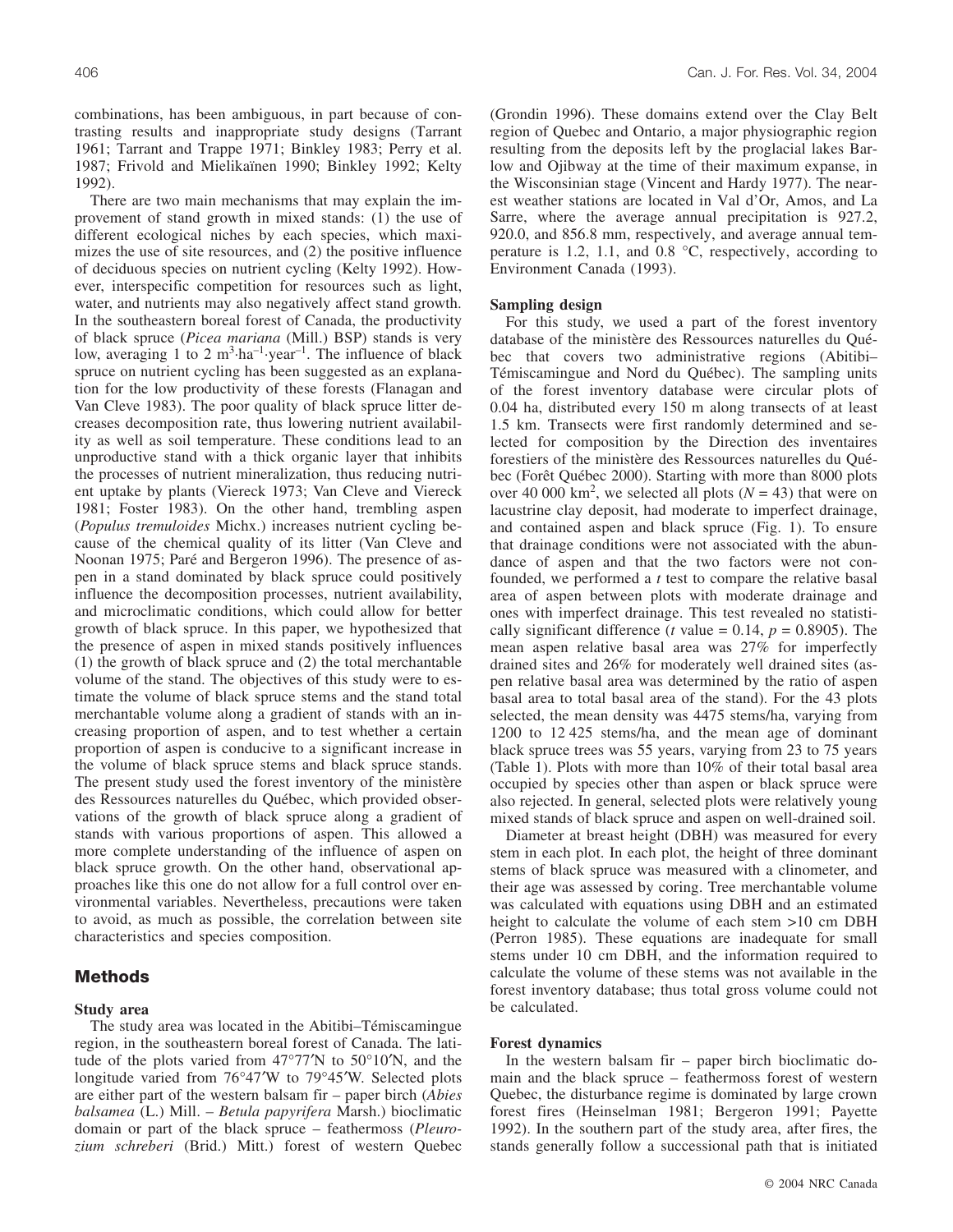combinations, has been ambiguous, in part because of contrasting results and inappropriate study designs (Tarrant 1961; Tarrant and Trappe 1971; Binkley 1983; Perry et al. 1987; Frivold and Mielikaïnen 1990; Binkley 1992; Kelty 1992).

There are two main mechanisms that may explain the improvement of stand growth in mixed stands: (1) the use of different ecological niches by each species, which maximizes the use of site resources, and (2) the positive influence of deciduous species on nutrient cycling (Kelty 1992). However, interspecific competition for resources such as light, water, and nutrients may also negatively affect stand growth. In the southeastern boreal forest of Canada, the productivity of black spruce (*Picea mariana* (Mill.) BSP) stands is very low, averaging 1 to 2 $m^3 \cdot ha^{-1} \cdot year^{-1}$. The influence of black spruce on nutrient cycling has been suggested as an explanation for the low productivity of these forests (Flanagan and Van Cleve 1983). The poor quality of black spruce litter decreases decomposition rate, thus lowering nutrient availability as well as soil temperature. These conditions lead to an unproductive stand with a thick organic layer that inhibits the processes of nutrient mineralization, thus reducing nutrient uptake by plants (Viereck 1973; Van Cleve and Viereck 1981; Foster 1983). On the other hand, trembling aspen (*Populus tremuloides* Michx.) increases nutrient cycling because of the chemical quality of its litter (Van Cleve and Noonan 1975; Paré and Bergeron 1996). The presence of aspen in a stand dominated by black spruce could positively influence the decomposition processes, nutrient availability, and microclimatic conditions, which could allow for better growth of black spruce. In this paper, we hypothesized that the presence of aspen in mixed stands positively influences (1) the growth of black spruce and (2) the total merchantable volume of the stand. The objectives of this study were to estimate the volume of black spruce stems and the stand total merchantable volume along a gradient of stands with an increasing proportion of aspen, and to test whether a certain proportion of aspen is conducive to a significant increase in the volume of black spruce stems and black spruce stands. The present study used the forest inventory of the ministère des Ressources naturelles du Québec, which provided observations of the growth of black spruce along a gradient of stands with various proportions of aspen. This allowed a more complete understanding of the influence of aspen on black spruce growth. On the other hand, observational approaches like this one do not allow for a full control over environmental variables. Nevertheless, precautions were taken to avoid, as much as possible, the correlation between site characteristics and species composition.

## Methods

### Study area

The study area was located in the Abitibi–Témiscamingue region, in the southeastern boreal forest of Canada. The latitude of the plots varied from 47°77′N to 50°10′N, and the longitude varied from 76°47′W to 79°45′W. Selected plots are either part of the western balsam fir – paper birch (*Abies balsamea* (L.) Mill. – *Betula papyrifera* Marsh.) bioclimatic domain or part of the black spruce – feathermoss (*Pleurozium schreberi* (Brid.) Mitt.) forest of western Quebec (Grondin 1996). These domains extend over the Clay Belt region of Quebec and Ontario, a major physiographic region resulting from the deposits left by the proglacial lakes Barlow and Ojibway at the time of their maximum expanse, in the Wisconsinian stage (Vincent and Hardy 1977). The nearest weather stations are located in Val d'Or, Amos, and La Sarre, where the average annual precipitation is 927.2, 920.0, and 856.8 mm, respectively, and average annual temperature is 1.2, 1.1, and 0.8 °C, respectively, according to Environment Canada (1993).

### Sampling design

For this study, we used a part of the forest inventory database of the ministère des Ressources naturelles du Québec that covers two administrative regions (Abitibi–Témiscamingue and Nord du Québec). The sampling units of the forest inventory database were circular plots of 0.04 ha, distributed every 150 m along transects of at least 1.5 km. Transects were first randomly determined and selected for composition by the Direction des inventaires forestiers of the ministère des Ressources naturelles du Québec (Forêt Québec 2000). Starting with more than 8000 plots over 40 000 $km^2$, we selected all plots ($N = 43$) that were on lacustrine clay deposit, had moderate to imperfect drainage, and contained aspen and black spruce (Fig. 1). To ensure that drainage conditions were not associated with the abundance of aspen and that the two factors were not confounded, we performed a $t$ test to compare the relative basal area of aspen between plots with moderate drainage and ones with imperfect drainage. This test revealed no statistically significant difference ($t$ value = 0.14, $p = 0.8905$). The mean aspen relative basal area was 27% for imperfectly drained sites and 26% for moderately well drained sites (aspen relative basal area was determined by the ratio of aspen basal area to total basal area of the stand). For the 43 plots selected, the mean density was 4475 stems/ha, varying from 1200 to 12 425 stems/ha, and the mean age of dominant black spruce trees was 55 years, varying from 23 to 75 years (Table 1). Plots with more than 10% of their total basal area occupied by species other than aspen or black spruce were also rejected. In general, selected plots were relatively young mixed stands of black spruce and aspen on well-drained soil.

Diameter at breast height (DBH) was measured for every stem in each plot. In each plot, the height of three dominant stems of black spruce was measured with a clinometer, and their age was assessed by coring. Tree merchantable volume was calculated with equations using DBH and an estimated height to calculate the volume of each stem >10 cm DBH (Perron 1985). These equations are inadequate for small stems under 10 cm DBH, and the information required to calculate the volume of these stems was not available in the forest inventory database; thus total gross volume could not be calculated.

### Forest dynamics

In the western balsam fir – paper birch bioclimatic domain and the black spruce – feathermoss forest of western Quebec, the disturbance regime is dominated by large crown forest fires (Heinselman 1981; Bergeron 1991; Payette 1992). In the southern part of the study area, after fires, the stands generally follow a successional path that is initiated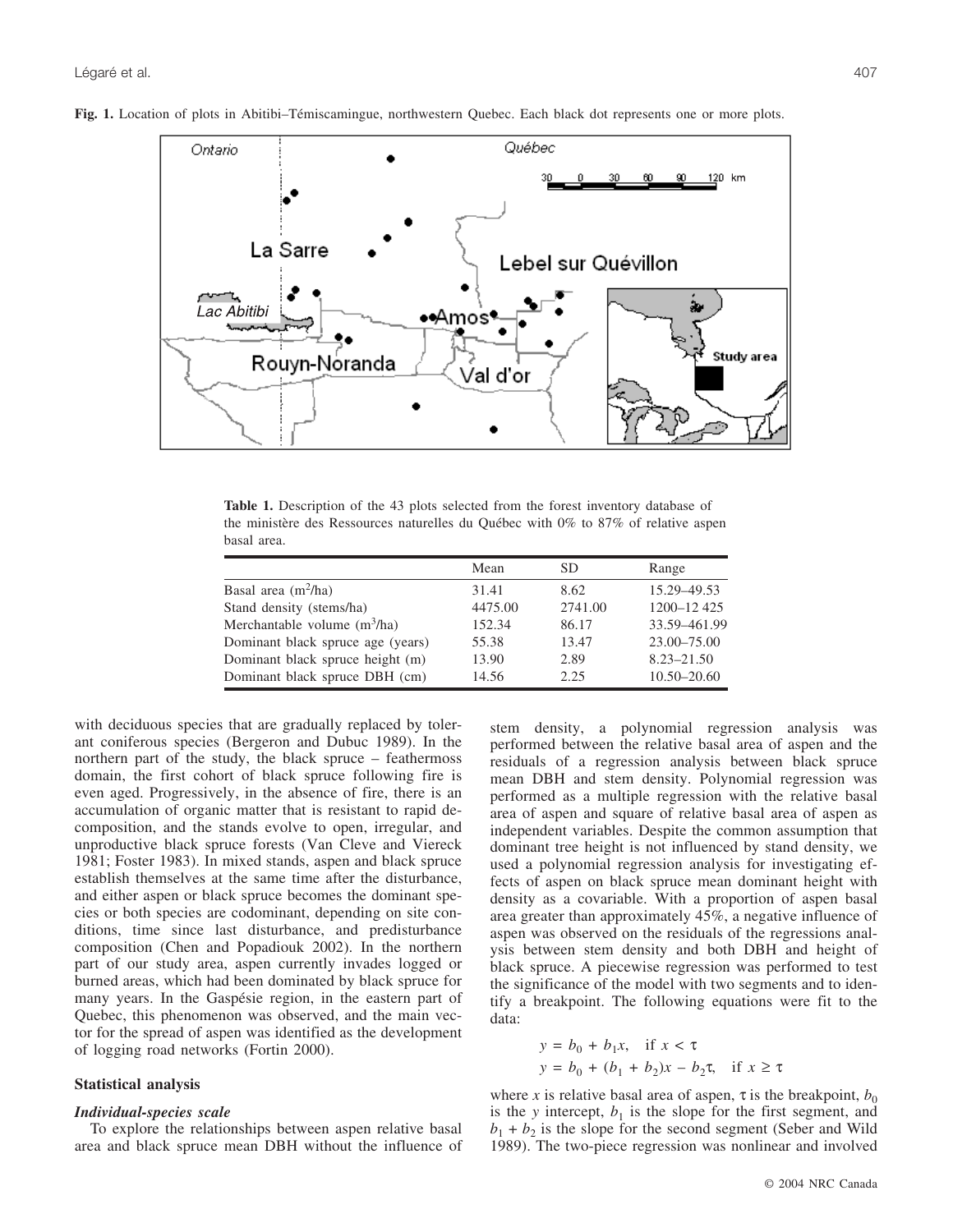**Fig. 1.** Location of plots in Abitibi–Témiscamingue, northwestern Quebec. Each black dot represents one or more plots.

**Table 1.** Description of the 43 plots selected from the forest inventory database of the ministère des Ressources naturelles du Québec with 0% to 87% of relative aspen basal area.

| | Mean | SD | Range |
|---|---|---|---|
| Basal area ($m^2$/ha) | 31.41 | 8.62 | 15.29–49.53 |
| Stand density (stems/ha) | 4475.00 | 2741.00 | 1200–12 425 |
| Merchantable volume ($m^3$/ha) | 152.34 | 86.17 | 33.59–461.99 |
| Dominant black spruce age (years) | 55.38 | 13.47 | 23.00–75.00 |
| Dominant black spruce height (m) | 13.90 | 2.89 | 8.23–21.50 |
| Dominant black spruce DBH (cm) | 14.56 | 2.25 | 10.50–20.60 |

with deciduous species that are gradually replaced by tolerant coniferous species (Bergeron and Dubuc 1989). In the northern part of the study, the black spruce – feathermoss domain, the first cohort of black spruce following fire is even aged. Progressively, in the absence of fire, there is an accumulation of organic matter that is resistant to rapid decomposition, and the stands evolve to open, irregular, and unproductive black spruce forests (Van Cleve and Viereck 1981; Foster 1983). In mixed stands, aspen and black spruce establish themselves at the same time after the disturbance, and either aspen or black spruce becomes the dominant species or both species are codominant, depending on site conditions, time since last disturbance, and predisturbance composition (Chen and Popadiouk 2002). In the northern part of our study area, aspen currently invades logged or burned areas, which had been dominated by black spruce for many years. In the Gaspésie region, in the eastern part of Quebec, this phenomenon was observed, and the main vector for the spread of aspen was identified as the development of logging road networks (Fortin 2000).

## Statistical analysis

### *Individual-species scale*

To explore the relationships between aspen relative basal area and black spruce mean DBH without the influence of stem density, a polynomial regression analysis was performed between the relative basal area of aspen and the residuals of a regression analysis between black spruce mean DBH and stem density. Polynomial regression was performed as a multiple regression with the relative basal area of aspen and square of relative basal area of aspen as independent variables. Despite the common assumption that dominant tree height is not influenced by stand density, we used a polynomial regression analysis for investigating effects of aspen on black spruce mean dominant height with density as a covariable. With a proportion of aspen basal area greater than approximately 45%, a negative influence of aspen was observed on the residuals of the regressions analysis between stem density and both DBH and height of black spruce. A piecewise regression was performed to test the significance of the model with two segments and to identify a breakpoint. The following equations were fit to the data:

$$y = b_0 + b_1 x, \quad \text{if } x < \tau$$
$$y = b_0 + (b_1 + b_2)x - b_2\tau, \quad \text{if } x \geq \tau$$

where $x$ is relative basal area of aspen, $\tau$ is the breakpoint, $b_0$ is the $y$ intercept, $b_1$ is the slope for the first segment, and $b_1 + b_2$ is the slope for the second segment (Seber and Wild 1989). The two-piece regression was nonlinear and involved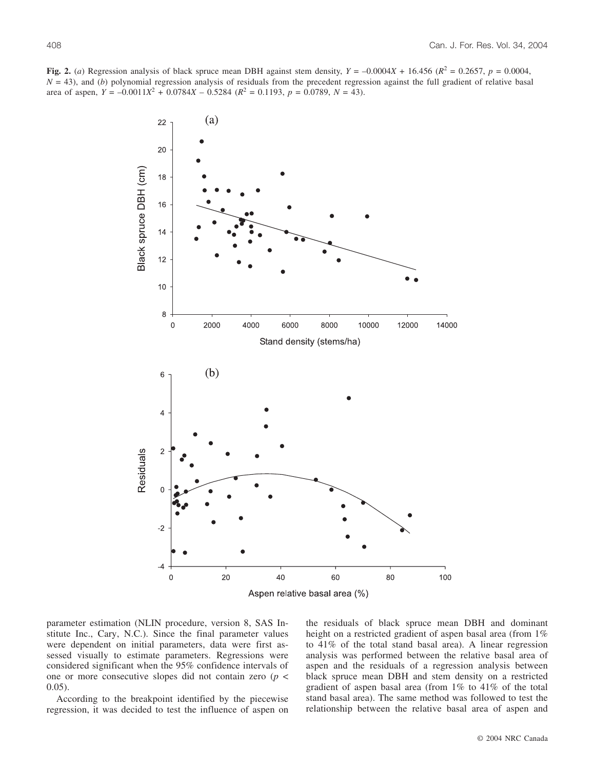**Fig. 2.** (*a*) Regression analysis of black spruce mean DBH against stem density, $Y = -0.0004X + 16.456$ ($R^2 = 0.2657$, $p = 0.0004$, $N = 43$), and (*b*) polynomial regression analysis of residuals from the precedent regression against the full gradient of relative basal area of aspen, $Y = -0.0011X^2 + 0.0784X - 0.5284$ ($R^2 = 0.1193$, $p = 0.0789$, $N = 43$).

parameter estimation (NLIN procedure, version 8, SAS Institute Inc., Cary, N.C.). Since the final parameter values were dependent on initial parameters, data were first assessed visually to estimate parameters. Regressions were considered significant when the 95% confidence intervals of one or more consecutive slopes did not contain zero ($p < 0.05$).

According to the breakpoint identified by the piecewise regression, it was decided to test the influence of aspen on the residuals of black spruce mean DBH and dominant height on a restricted gradient of aspen basal area (from 1% to 41% of the total stand basal area). A linear regression analysis was performed between the relative basal area of aspen and the residuals of a regression analysis between black spruce mean DBH and stem density on a restricted gradient of aspen basal area (from 1% to 41% of the total stand basal area). The same method was followed to test the relationship between the relative basal area of aspen and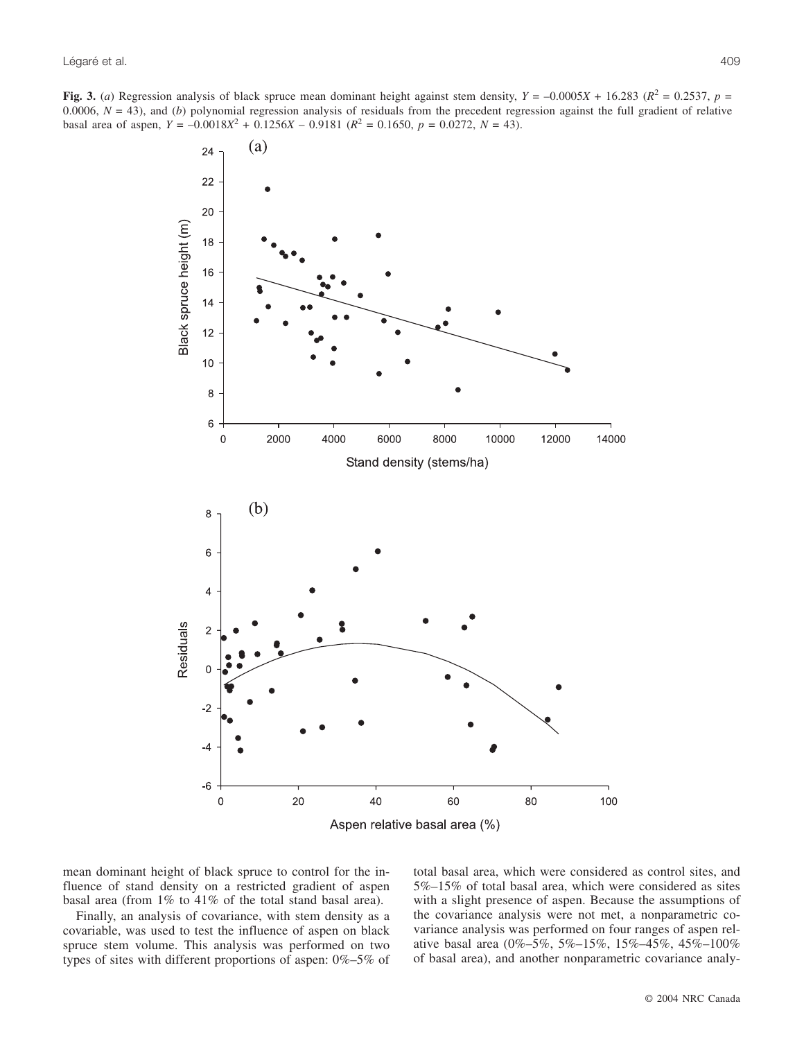**Fig. 3.** (*a*) Regression analysis of black spruce mean dominant height against stem density, $Y = -0.0005X + 16.283$ ($R^2 = 0.2537$, $p = 0.0006$, $N = 43$), and (*b*) polynomial regression analysis of residuals from the precedent regression against the full gradient of relative basal area of aspen, $Y = -0.0018X^2 + 0.1256X - 0.9181$ ($R^2 = 0.1650$, $p = 0.0272$, $N = 43$).

mean dominant height of black spruce to control for the influence of stand density on a restricted gradient of aspen basal area (from 1% to 41% of the total stand basal area).

Finally, an analysis of covariance, with stem density as a covariable, was used to test the influence of aspen on black spruce stem volume. This analysis was performed on two types of sites with different proportions of aspen: 0%–5% of total basal area, which were considered as control sites, and 5%–15% of total basal area, which were considered as sites with a slight presence of aspen. Because the assumptions of the covariance analysis were not met, a nonparametric covariance analysis was performed on four ranges of aspen relative basal area (0%–5%, 5%–15%, 15%–45%, 45%–100% of basal area), and another nonparametric covariance analy-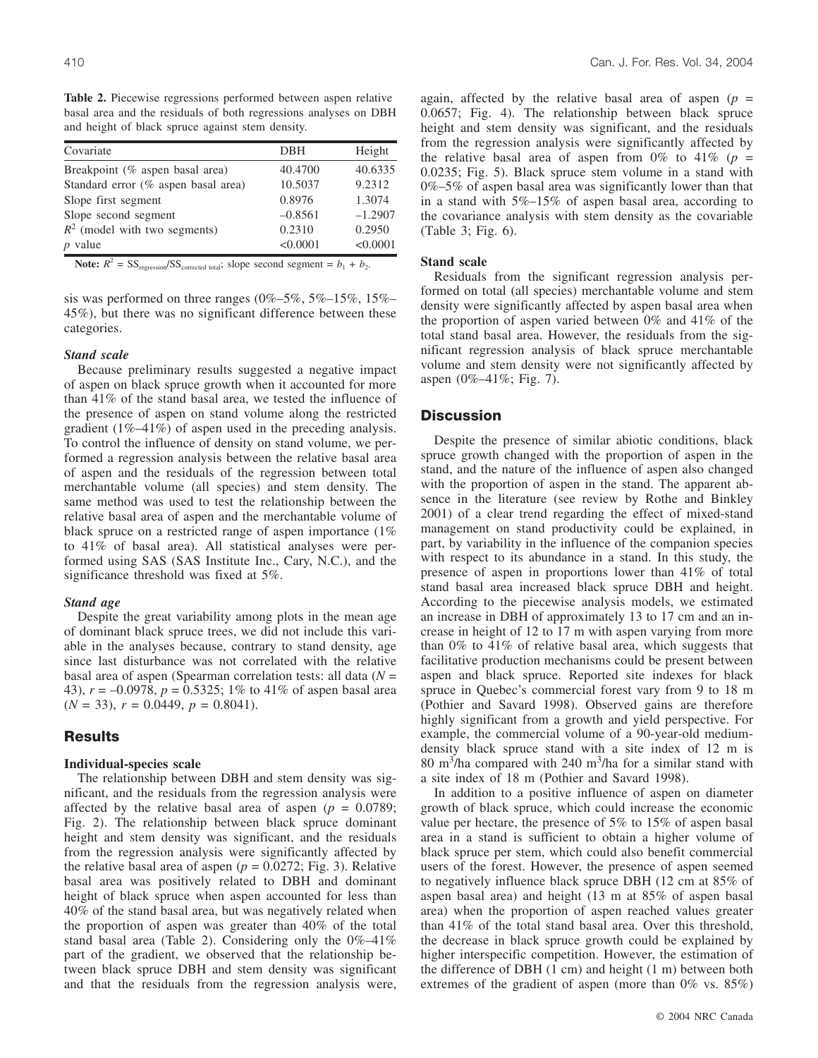**Table 2.** Piecewise regressions performed between aspen relative basal area and the residuals of both regressions analyses on DBH and height of black spruce against stem density.

| Covariate | DBH | Height |
|---|---|---|
| Breakpoint (% aspen basal area) | 40.4700 | 40.6335 |
| Standard error (% aspen basal area) | 10.5037 | 9.2312 |
| Slope first segment | 0.8976 | 1.3074 |
| Slope second segment | −0.8561 | −1.2907 |
| $R^2$ (model with two segments) | 0.2310 | 0.2950 |
| $p$ value | <0.0001 | <0.0001 |

**Note:** $R^2 = SS_{regression}/SS_{corrected\ total}$; slope second segment = $b_1 + b_2$.

sis was performed on three ranges (0%–5%, 5%–15%, 15%–45%), but there was no significant difference between these categories.

### *Stand scale*

Because preliminary results suggested a negative impact of aspen on black spruce growth when it accounted for more than 41% of the stand basal area, we tested the influence of the presence of aspen on stand volume along the restricted gradient (1%–41%) of aspen used in the preceding analysis. To control the influence of density on stand volume, we performed a regression analysis between the relative basal area of aspen and the residuals of the regression between total merchantable volume (all species) and stem density. The same method was used to test the relationship between the relative basal area of aspen and the merchantable volume of black spruce on a restricted range of aspen importance (1% to 41% of basal area). All statistical analyses were performed using SAS (SAS Institute Inc., Cary, N.C.), and the significance threshold was fixed at 5%.

### *Stand age*

Despite the great variability among plots in the mean age of dominant black spruce trees, we did not include this variable in the analyses because, contrary to stand density, age since last disturbance was not correlated with the relative basal area of aspen (Spearman correlation tests: all data ($N$ = 43), $r$ = –0.0978, $p$ = 0.5325; 1% to 41% of aspen basal area ($N$ = 33), $r$ = 0.0449, $p$ = 0.8041).

## Results

### Individual-species scale

The relationship between DBH and stem density was significant, and the residuals from the regression analysis were affected by the relative basal area of aspen ($p$ = 0.0789; Fig. 2). The relationship between black spruce dominant height and stem density was significant, and the residuals from the regression analysis were significantly affected by the relative basal area of aspen ($p$ = 0.0272; Fig. 3). Relative basal area was positively related to DBH and dominant height of black spruce when aspen accounted for less than 40% of the stand basal area, but was negatively related when the proportion of aspen was greater than 40% of the total stand basal area (Table 2). Considering only the 0%–41% part of the gradient, we observed that the relationship between black spruce DBH and stem density was significant and that the residuals from the regression analysis were, again, affected by the relative basal area of aspen ($p$ = 0.0657; Fig. 4). The relationship between black spruce height and stem density was significant, and the residuals from the regression analysis were significantly affected by the relative basal area of aspen from 0% to 41% ($p$ = 0.0235; Fig. 5). Black spruce stem volume in a stand with 0%–5% of aspen basal area was significantly lower than that in a stand with 5%–15% of aspen basal area, according to the covariance analysis with stem density as the covariable (Table 3; Fig. 6).

### Stand scale

Residuals from the significant regression analysis performed on total (all species) merchantable volume and stem density were significantly affected by aspen basal area when the proportion of aspen varied between 0% and 41% of the total stand basal area. However, the residuals from the significant regression analysis of black spruce merchantable volume and stem density were not significantly affected by aspen (0%–41%; Fig. 7).

## Discussion

Despite the presence of similar abiotic conditions, black spruce growth changed with the proportion of aspen in the stand, and the nature of the influence of aspen also changed with the proportion of aspen in the stand. The apparent absence in the literature (see review by Rothe and Binkley 2001) of a clear trend regarding the effect of mixed-stand management on stand productivity could be explained, in part, by variability in the influence of the companion species with respect to its abundance in a stand. In this study, the presence of aspen in proportions lower than 41% of total stand basal area increased black spruce DBH and height. According to the piecewise analysis models, we estimated an increase in DBH of approximately 13 to 17 cm and an increase in height of 12 to 17 m with aspen varying from more than 0% to 41% of relative basal area, which suggests that facilitative production mechanisms could be present between aspen and black spruce. Reported site indexes for black spruce in Quebec's commercial forest vary from 9 to 18 m (Pothier and Savard 1998). Observed gains are therefore highly significant from a growth and yield perspective. For example, the commercial volume of a 90-year-old medium-density black spruce stand with a site index of 12 m is 80 $m^3$/ha compared with 240 $m^3$/ha for a similar stand with a site index of 18 m (Pothier and Savard 1998).

In addition to a positive influence of aspen on diameter growth of black spruce, which could increase the economic value per hectare, the presence of 5% to 15% of aspen basal area in a stand is sufficient to obtain a higher volume of black spruce per stem, which could also benefit commercial users of the forest. However, the presence of aspen seemed to negatively influence black spruce DBH (12 cm at 85% of aspen basal area) and height (13 m at 85% of aspen basal area) when the proportion of aspen reached values greater than 41% of the total stand basal area. Over this threshold, the decrease in black spruce growth could be explained by higher interspecific competition. However, the estimation of the difference of DBH (1 cm) and height (1 m) between both extremes of the gradient of aspen (more than 0% vs. 85%)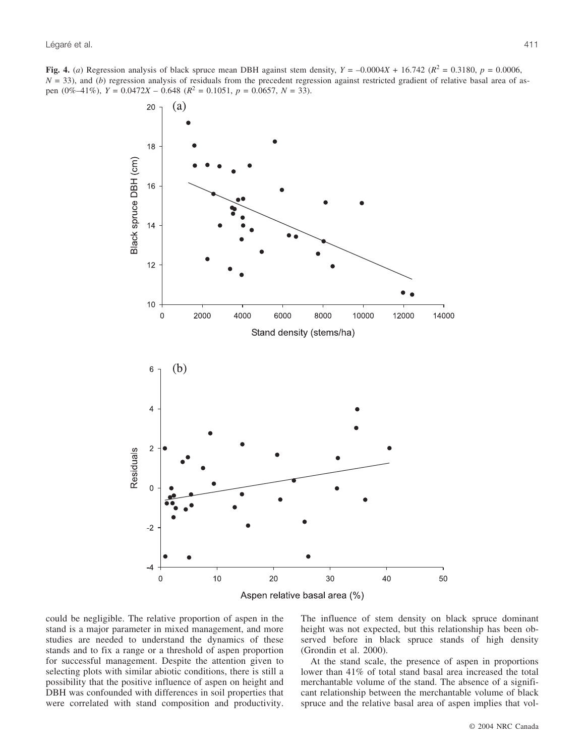**Fig. 4.** (*a*) Regression analysis of black spruce mean DBH against stem density, $Y = -0.0004X + 16.742$ ($R^2 = 0.3180$, $p = 0.0006$, $N = 33$), and (*b*) regression analysis of residuals from the precedent regression against restricted gradient of relative basal area of aspen (0%–41%), $Y = 0.0472X - 0.648$ ($R^2 = 0.1051$, $p = 0.0657$, $N = 33$).

could be negligible. The relative proportion of aspen in the stand is a major parameter in mixed management, and more studies are needed to understand the dynamics of these stands and to fix a range or a threshold of aspen proportion for successful management. Despite the attention given to selecting plots with similar abiotic conditions, there is still a possibility that the positive influence of aspen on height and DBH was confounded with differences in soil properties that were correlated with stand composition and productivity. The influence of stem density on black spruce dominant height was not expected, but this relationship has been observed before in black spruce stands of high density (Grondin et al. 2000).

At the stand scale, the presence of aspen in proportions lower than 41% of total stand basal area increased the total merchantable volume of the stand. The absence of a significant relationship between the merchantable volume of black spruce and the relative basal area of aspen implies that vol-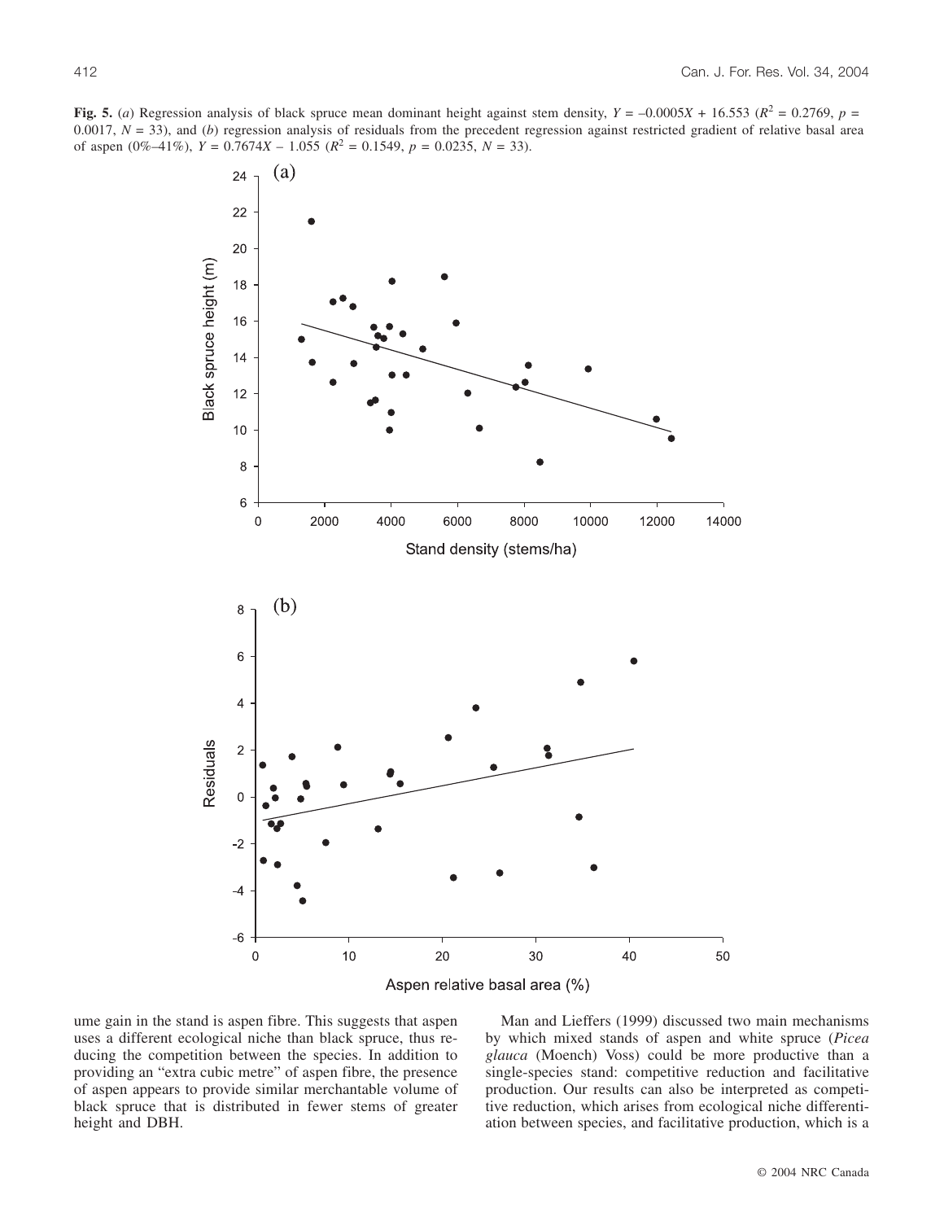**Fig. 5.** (*a*) Regression analysis of black spruce mean dominant height against stem density, $Y = -0.0005X + 16.553$ ($R^2 = 0.2769$, $p = 0.0017$, $N = 33$), and (*b*) regression analysis of residuals from the precedent regression against restricted gradient of relative basal area of aspen (0%–41%), $Y = 0.7674X - 1.055$ ($R^2 = 0.1549$, $p = 0.0235$, $N = 33$).

ume gain in the stand is aspen fibre. This suggests that aspen uses a different ecological niche than black spruce, thus reducing the competition between the species. In addition to providing an "extra cubic metre" of aspen fibre, the presence of aspen appears to provide similar merchantable volume of black spruce that is distributed in fewer stems of greater height and DBH.

Man and Lieffers (1999) discussed two main mechanisms by which mixed stands of aspen and white spruce (*Picea glauca* (Moench) Voss) could be more productive than a single-species stand: competitive reduction and facilitative production. Our results can also be interpreted as competitive reduction, which arises from ecological niche differentiation between species, and facilitative production, which is a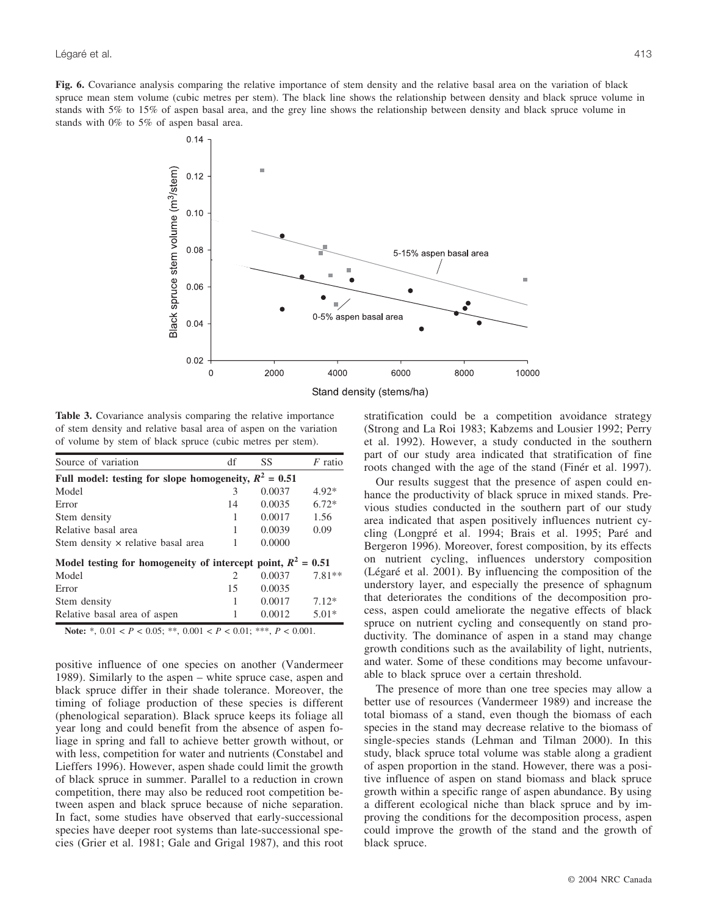**Fig. 6.** Covariance analysis comparing the relative importance of stem density and the relative basal area on the variation of black spruce mean stem volume (cubic metres per stem). The black line shows the relationship between density and black spruce volume in stands with 5% to 15% of aspen basal area, and the grey line shows the relationship between density and black spruce volume in stands with 0% to 5% of aspen basal area.

**Table 3.** Covariance analysis comparing the relative importance of stem density and relative basal area of aspen on the variation of volume by stem of black spruce (cubic metres per stem).

| Source of variation | df | SS | *F* ratio |
|---|---|---|---|
| **Full model: testing for slope homogeneity, $R^2 = 0.51$** | | | |
| Model | 3 | 0.0037 | 4.92* |
| Error | 14 | 0.0035 | 6.72* |
| Stem density | 1 | 0.0017 | 1.56 |
| Relative basal area | 1 | 0.0039 | 0.09 |
| Stem density × relative basal area | 1 | 0.0000 | |
| **Model testing for homogeneity of intercept point, $R^2 = 0.51$** | | | |
| Model | 2 | 0.0037 | 7.81** |
| Error | 15 | 0.0035 | |
| Stem density | 1 | 0.0017 | 7.12* |
| Relative basal area of aspen | 1 | 0.0012 | 5.01* |

**Note:** *, $0.01 < P < 0.05$; **, $0.001 < P < 0.01$; ***, $P < 0.001$.

positive influence of one species on another (Vandermeer 1989). Similarly to the aspen – white spruce case, aspen and black spruce differ in their shade tolerance. Moreover, the timing of foliage production of these species is different (phenological separation). Black spruce keeps its foliage all year long and could benefit from the absence of aspen foliage in spring and fall to achieve better growth without, or with less, competition for water and nutrients (Constabel and Lieffers 1996). However, aspen shade could limit the growth of black spruce in summer. Parallel to a reduction in crown competition, there may also be reduced root competition between aspen and black spruce because of niche separation. In fact, some studies have observed that early-successional species have deeper root systems than late-successional species (Grier et al. 1981; Gale and Grigal 1987), and this root stratification could be a competition avoidance strategy (Strong and La Roi 1983; Kabzems and Lousier 1992; Perry et al. 1992). However, a study conducted in the southern part of our study area indicated that stratification of fine roots changed with the age of the stand (Finér et al. 1997).

Our results suggest that the presence of aspen could enhance the productivity of black spruce in mixed stands. Previous studies conducted in the southern part of our study area indicated that aspen positively influences nutrient cycling (Longpré et al. 1994; Brais et al. 1995; Paré and Bergeron 1996). Moreover, forest composition, by its effects on nutrient cycling, influences understory composition (Légaré et al. 2001). By influencing the composition of the understory layer, and especially the presence of sphagnum that deteriorates the conditions of the decomposition process, aspen could ameliorate the negative effects of black spruce on nutrient cycling and consequently on stand productivity. The dominance of aspen in a stand may change growth conditions such as the availability of light, nutrients, and water. Some of these conditions may become unfavourable to black spruce over a certain threshold.

The presence of more than one tree species may allow a better use of resources (Vandermeer 1989) and increase the total biomass of a stand, even though the biomass of each species in the stand may decrease relative to the biomass of single-species stands (Lehman and Tilman 2000). In this study, black spruce total volume was stable along a gradient of aspen proportion in the stand. However, there was a positive influence of aspen on stand biomass and black spruce growth within a specific range of aspen abundance. By using a different ecological niche than black spruce and by improving the conditions for the decomposition process, aspen could improve the growth of the stand and the growth of black spruce.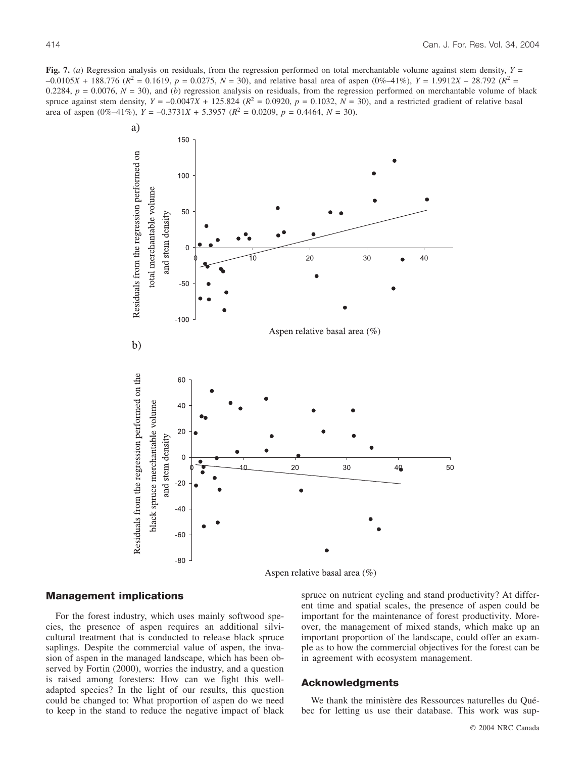**Fig. 7.** (*a*) Regression analysis on residuals, from the regression performed on total merchantable volume against stem density, $Y = -0.0105X + 188.776$ ($R^2 = 0.1619$, $p = 0.0275$, $N = 30$), and relative basal area of aspen (0%–41%), $Y = 1.9912X - 28.792$ ($R^2 = 0.2284$, $p = 0.0076$, $N = 30$), and (*b*) regression analysis on residuals, from the regression performed on merchantable volume of black spruce against stem density, $Y = -0.0047X + 125.824$ ($R^2 = 0.0920$, $p = 0.1032$, $N = 30$), and a restricted gradient of relative basal area of aspen (0%–41%), $Y = -0.3731X + 5.3957$ ($R^2 = 0.0209$, $p = 0.4464$, $N = 30$).

## Management implications

For the forest industry, which uses mainly softwood species, the presence of aspen requires an additional silvicultural treatment that is conducted to release black spruce saplings. Despite the commercial value of aspen, the invasion of aspen in the managed landscape, which has been observed by Fortin (2000), worries the industry, and a question is raised among foresters: How can we fight this well-adapted species? In the light of our results, this question could be changed to: What proportion of aspen do we need to keep in the stand to reduce the negative impact of black spruce on nutrient cycling and stand productivity? At different time and spatial scales, the presence of aspen could be important for the maintenance of forest productivity. Moreover, the management of mixed stands, which make up an important proportion of the landscape, could offer an example as to how the commercial objectives for the forest can be in agreement with ecosystem management.

## Acknowledgments

We thank the ministère des Ressources naturelles du Québec for letting us use their database. This work was sup-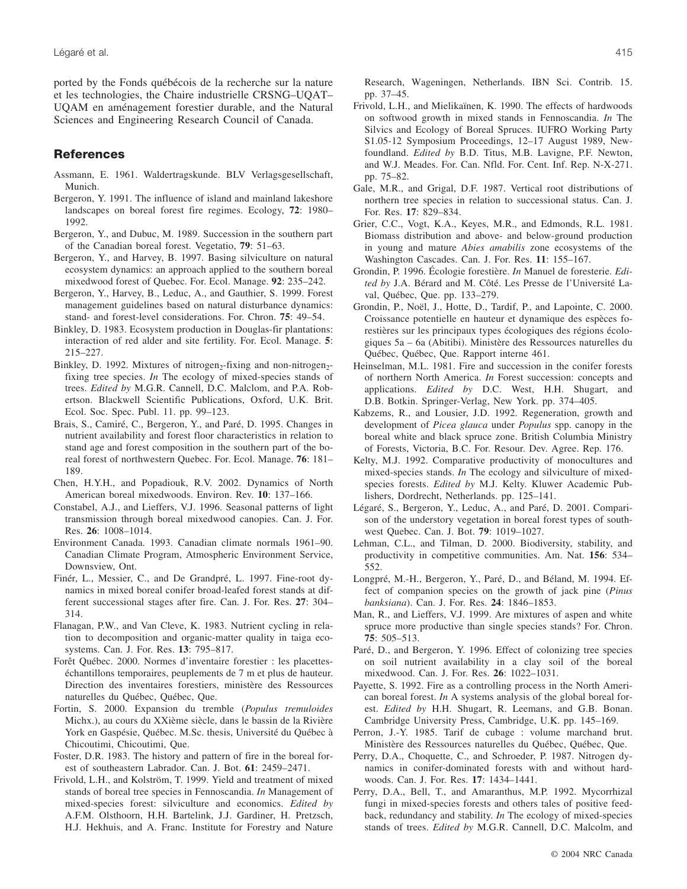ported by the Fonds québécois de la recherche sur la nature et les technologies, the Chaire industrielle CRSNG–UQAT–UQAM en aménagement forestier durable, and the Natural Sciences and Engineering Research Council of Canada.

## References

Assmann, E. 1961. Waldertragskunde. BLV Verlagsgesellschaft, Munich.

Bergeron, Y. 1991. The influence of island and mainland lakeshore landscapes on boreal forest fire regimes. Ecology, **72**: 1980–1992.

Bergeron, Y., and Dubuc, M. 1989. Succession in the southern part of the Canadian boreal forest. Vegetatio, **79**: 51–63.

Bergeron, Y., and Harvey, B. 1997. Basing silviculture on natural ecosystem dynamics: an approach applied to the southern boreal mixedwood forest of Quebec. For. Ecol. Manage. **92**: 235–242.

Bergeron, Y., Harvey, B., Leduc, A., and Gauthier, S. 1999. Forest management guidelines based on natural disturbance dynamics: stand- and forest-level considerations. For. Chron. **75**: 49–54.

Binkley, D. 1983. Ecosystem production in Douglas-fir plantations: interaction of red alder and site fertility. For. Ecol. Manage. **5**: 215–227.

Binkley, D. 1992. Mixtures of nitrogen$_2$-fixing and non-nitrogen$_2$-fixing tree species. *In* The ecology of mixed-species stands of trees. *Edited by* M.G.R. Cannell, D.C. Malclom, and P.A. Robertson. Blackwell Scientific Publications, Oxford, U.K. Brit. Ecol. Soc. Spec. Publ. 11. pp. 99–123.

Brais, S., Camiré, C., Bergeron, Y., and Paré, D. 1995. Changes in nutrient availability and forest floor characteristics in relation to stand age and forest composition in the southern part of the boreal forest of northwestern Quebec. For. Ecol. Manage. **76**: 181–189.

Chen, H.Y.H., and Popadiouk, R.V. 2002. Dynamics of North American boreal mixedwoods. Environ. Rev. **10**: 137–166.

Constabel, A.J., and Lieffers, V.J. 1996. Seasonal patterns of light transmission through boreal mixedwood canopies. Can. J. For. Res. **26**: 1008–1014.

Environment Canada. 1993. Canadian climate normals 1961–90. Canadian Climate Program, Atmospheric Environment Service, Downsview, Ont.

Finér, L., Messier, C., and De Grandpré, L. 1997. Fine-root dynamics in mixed boreal conifer broad-leafed forest stands at different successional stages after fire. Can. J. For. Res. **27**: 304–314.

Flanagan, P.W., and Van Cleve, K. 1983. Nutrient cycling in relation to decomposition and organic-matter quality in taiga ecosystems. Can. J. For. Res. **13**: 795–817.

Forêt Québec. 2000. Normes d'inventaire forestier : les placettes-échantillons temporaires, peuplements de 7 m et plus de hauteur. Direction des inventaires forestiers, ministère des Ressources naturelles du Québec, Québec, Que.

Fortin, S. 2000. Expansion du tremble (*Populus tremuloides* Michx.), au cours du XXième siècle, dans le bassin de la Rivière York en Gaspésie, Québec. M.Sc. thesis, Université du Québec à Chicoutimi, Chicoutimi, Que.

Foster, D.R. 1983. The history and pattern of fire in the boreal forest of southeastern Labrador. Can. J. Bot. **61**: 2459–2471.

Frivold, L.H., and Kolström, T. 1999. Yield and treatment of mixed stands of boreal tree species in Fennoscandia. *In* Management of mixed-species forest: silviculture and economics. *Edited by* A.F.M. Olsthoorn, H.H. Bartelink, J.J. Gardiner, H. Pretzsch, H.J. Hekhuis, and A. Franc. Institute for Forestry and Nature Research, Wageningen, Netherlands. IBN Sci. Contrib. 15. pp. 37–45.

Frivold, L.H., and Mielikaïnen, K. 1990. The effects of hardwoods on softwood growth in mixed stands in Fennoscandia. *In* The Silvics and Ecology of Boreal Spruces. IUFRO Working Party S1.05-12 Symposium Proceedings, 12–17 August 1989, Newfoundland. *Edited by* B.D. Titus, M.B. Lavigne, P.F. Newton, and W.J. Meades. For. Can. Nfld. For. Cent. Inf. Rep. N-X-271. pp. 75–82.

Gale, M.R., and Grigal, D.F. 1987. Vertical root distributions of northern tree species in relation to successional status. Can. J. For. Res. **17**: 829–834.

Grier, C.C., Vogt, K.A., Keyes, M.R., and Edmonds, R.L. 1981. Biomass distribution and above- and below-ground production in young and mature *Abies amabilis* zone ecosystems of the Washington Cascades. Can. J. For. Res. **11**: 155–167.

Grondin, P. 1996. Écologie forestière. *In* Manuel de foresterie. *Edited by* J.A. Bérard and M. Côté. Les Presse de l'Université Laval, Québec, Que. pp. 133–279.

Grondin, P., Noël, J., Hotte, D., Tardif, P., and Lapointe, C. 2000. Croissance potentielle en hauteur et dynamique des espèces forestières sur les principaux types écologiques des régions écologiques 5a – 6a (Abitibi). Ministère des Ressources naturelles du Québec, Québec, Que. Rapport interne 461.

Heinselman, M.L. 1981. Fire and succession in the conifer forests of northern North America. *In* Forest succession: concepts and applications. *Edited by* D.C. West, H.H. Shugart, and D.B. Botkin. Springer-Verlag, New York. pp. 374–405.

Kabzems, R., and Lousier, J.D. 1992. Regeneration, growth and development of *Picea glauca* under *Populus* spp. canopy in the boreal white and black spruce zone. British Columbia Ministry of Forests, Victoria, B.C. For. Resour. Dev. Agree. Rep. 176.

Kelty, M.J. 1992. Comparative productivity of monocultures and mixed-species stands. *In* The ecology and silviculture of mixed-species forests. *Edited by* M.J. Kelty. Kluwer Academic Publishers, Dordrecht, Netherlands. pp. 125–141.

Légaré, S., Bergeron, Y., Leduc, A., and Paré, D. 2001. Comparison of the understory vegetation in boreal forest types of southwest Quebec. Can. J. Bot. **79**: 1019–1027.

Lehman, C.L., and Tilman, D. 2000. Biodiversity, stability, and productivity in competitive communities. Am. Nat. **156**: 534–552.

Longpré, M.-H., Bergeron, Y., Paré, D., and Béland, M. 1994. Effect of companion species on the growth of jack pine (*Pinus banksiana*). Can. J. For. Res. **24**: 1846–1853.

Man, R., and Lieffers, V.J. 1999. Are mixtures of aspen and white spruce more productive than single species stands? For. Chron. **75**: 505–513.

Paré, D., and Bergeron, Y. 1996. Effect of colonizing tree species on soil nutrient availability in a clay soil of the boreal mixedwood. Can. J. For. Res. **26**: 1022–1031.

Payette, S. 1992. Fire as a controlling process in the North American boreal forest. *In* A systems analysis of the global boreal forest. *Edited by* H.H. Shugart, R. Leemans, and G.B. Bonan. Cambridge University Press, Cambridge, U.K. pp. 145–169.

Perron, J.-Y. 1985. Tarif de cubage : volume marchand brut. Ministère des Ressources naturelles du Québec, Québec, Que.

Perry, D.A., Choquette, C., and Schroeder, P. 1987. Nitrogen dynamics in conifer-dominated forests with and without hardwoods. Can. J. For. Res. **17**: 1434–1441.

Perry, D.A., Bell, T., and Amaranthus, M.P. 1992. Mycorrhizal fungi in mixed-species forests and others tales of positive feedback, redundancy and stability. *In* The ecology of mixed-species stands of trees. *Edited by* M.G.R. Cannell, D.C. Malcolm, and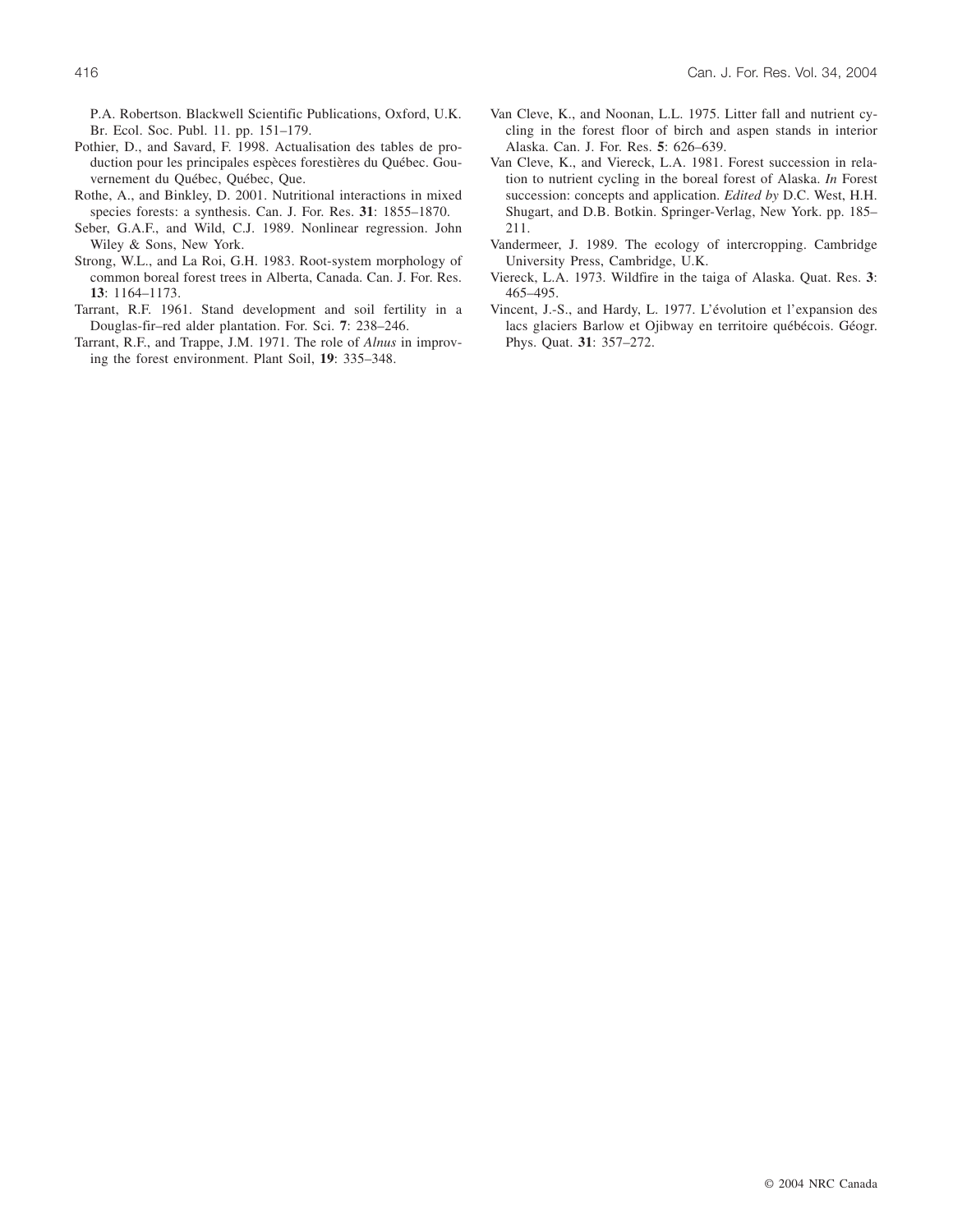P.A. Robertson. Blackwell Scientific Publications, Oxford, U.K. Br. Ecol. Soc. Publ. 11. pp. 151–179.

Pothier, D., and Savard, F. 1998. Actualisation des tables de production pour les principales espèces forestières du Québec. Gouvernement du Québec, Québec, Que.

Rothe, A., and Binkley, D. 2001. Nutritional interactions in mixed species forests: a synthesis. Can. J. For. Res. **31**: 1855–1870.

Seber, G.A.F., and Wild, C.J. 1989. Nonlinear regression. John Wiley & Sons, New York.

Strong, W.L., and La Roi, G.H. 1983. Root-system morphology of common boreal forest trees in Alberta, Canada. Can. J. For. Res. **13**: 1164–1173.

Tarrant, R.F. 1961. Stand development and soil fertility in a Douglas-fir–red alder plantation. For. Sci. **7**: 238–246.

Tarrant, R.F., and Trappe, J.M. 1971. The role of *Alnus* in improving the forest environment. Plant Soil, **19**: 335–348.

Van Cleve, K., and Noonan, L.L. 1975. Litter fall and nutrient cycling in the forest floor of birch and aspen stands in interior Alaska. Can. J. For. Res. **5**: 626–639.

Van Cleve, K., and Viereck, L.A. 1981. Forest succession in relation to nutrient cycling in the boreal forest of Alaska. *In* Forest succession: concepts and application. *Edited by* D.C. West, H.H. Shugart, and D.B. Botkin. Springer-Verlag, New York. pp. 185–211.

Vandermeer, J. 1989. The ecology of intercropping. Cambridge University Press, Cambridge, U.K.

Viereck, L.A. 1973. Wildfire in the taiga of Alaska. Quat. Res. **3**: 465–495.

Vincent, J.-S., and Hardy, L. 1977. L'évolution et l'expansion des lacs glaciers Barlow et Ojibway en territoire québécois. Géogr. Phys. Quat. **31**: 357–272.